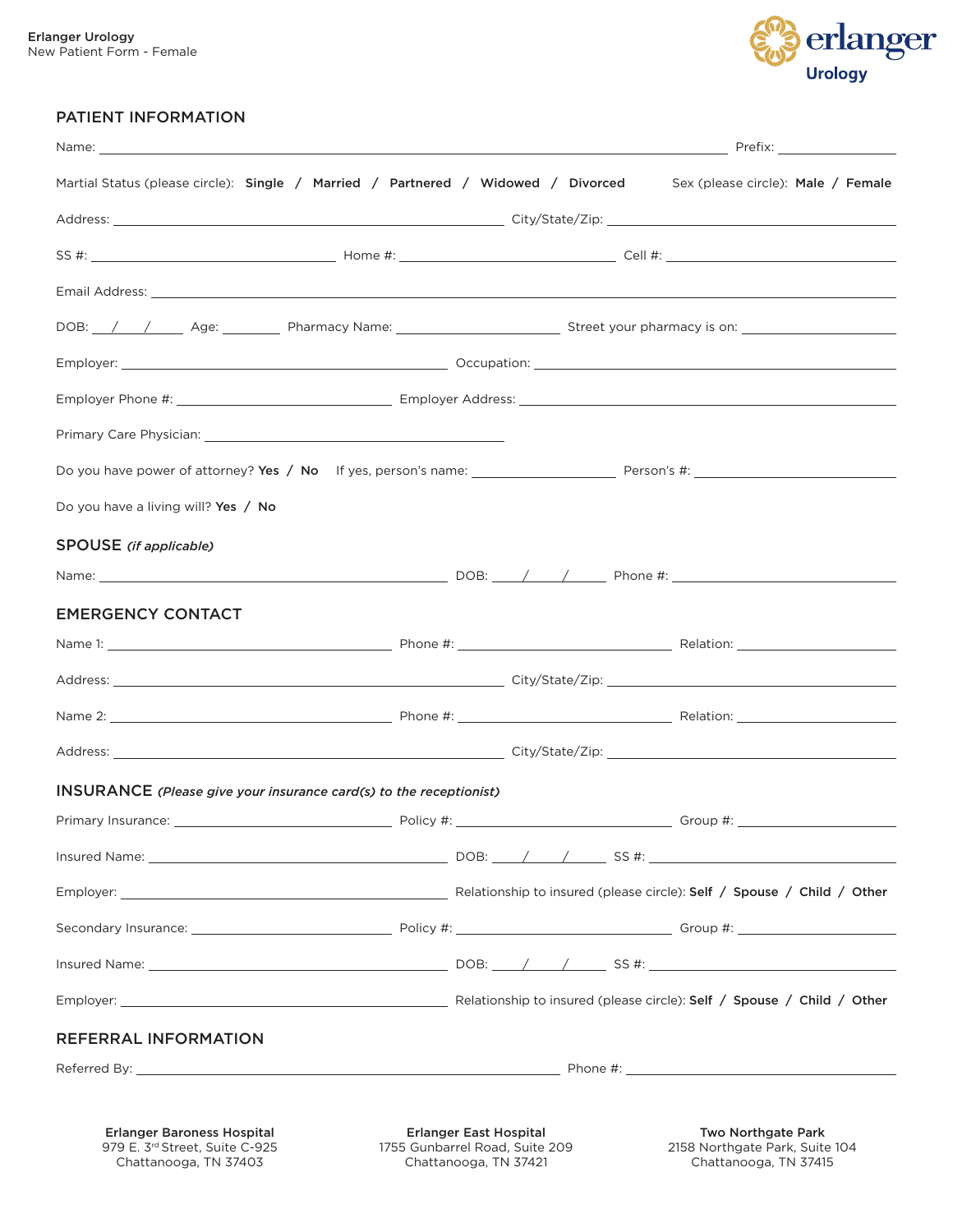Erlanger Urology
New Patient Form - Female

Urology

## PATIENT INFORMATION

Name: ______________________________ Prefix: __________

Martial Status (please circle): **Single** / **Married** / **Partnered** / **Widowed** / **Divorced** Sex (please circle): **Male** / **Female**

Address: ______________________________ City/State/Zip: ______________________________

SS #: ____________________ Home #: ____________________ Cell #: ____________________

Email Address: ______________________________

DOB: ___/___/___ Age: ______ Pharmacy Name: ____________________ Street your pharmacy is on: ____________________

Employer: ______________________________ Occupation: ______________________________

Employer Phone #: ____________________ Employer Address: ______________________________

Primary Care Physician: ______________________________

Do you have power of attorney? **Yes** / **No** If yes, person's name: ____________________ Person's #: ____________________

Do you have a living will? **Yes** / **No**

## SPOUSE *(if applicable)*

Name: ______________________________ DOB: ___/___/___ Phone #: ____________________

## EMERGENCY CONTACT

Name 1: ____________________ Phone #: ____________________ Relation: ____________________

Address: ______________________________ City/State/Zip: ______________________________

Name 2: ____________________ Phone #: ____________________ Relation: ____________________

Address: ______________________________ City/State/Zip: ______________________________

## INSURANCE *(Please give your insurance card(s) to the receptionist)*

Primary Insurance: ____________________ Policy #: ____________________ Group #: ____________________

Insured Name: ______________________________ DOB: ___/___/___ SS #: ____________________

Employer: ______________________________ Relationship to insured (please circle): **Self** / **Spouse** / **Child** / **Other**

Secondary Insurance: ____________________ Policy #: ____________________ Group #: ____________________

Insured Name: ______________________________ DOB: ___/___/___ SS #: ____________________

Employer: ______________________________ Relationship to insured (please circle): **Self** / **Spouse** / **Child** / **Other**

## REFERRAL INFORMATION

Referred By: ______________________________ Phone #: ____________________

**Erlanger Baroness Hospital**
979 E. 3rd Street, Suite C-925
Chattanooga, TN 37403

**Erlanger East Hospital**
1755 Gunbarrel Road, Suite 209
Chattanooga, TN 37421

**Two Northgate Park**
2158 Northgate Park, Suite 104
Chattanooga, TN 37415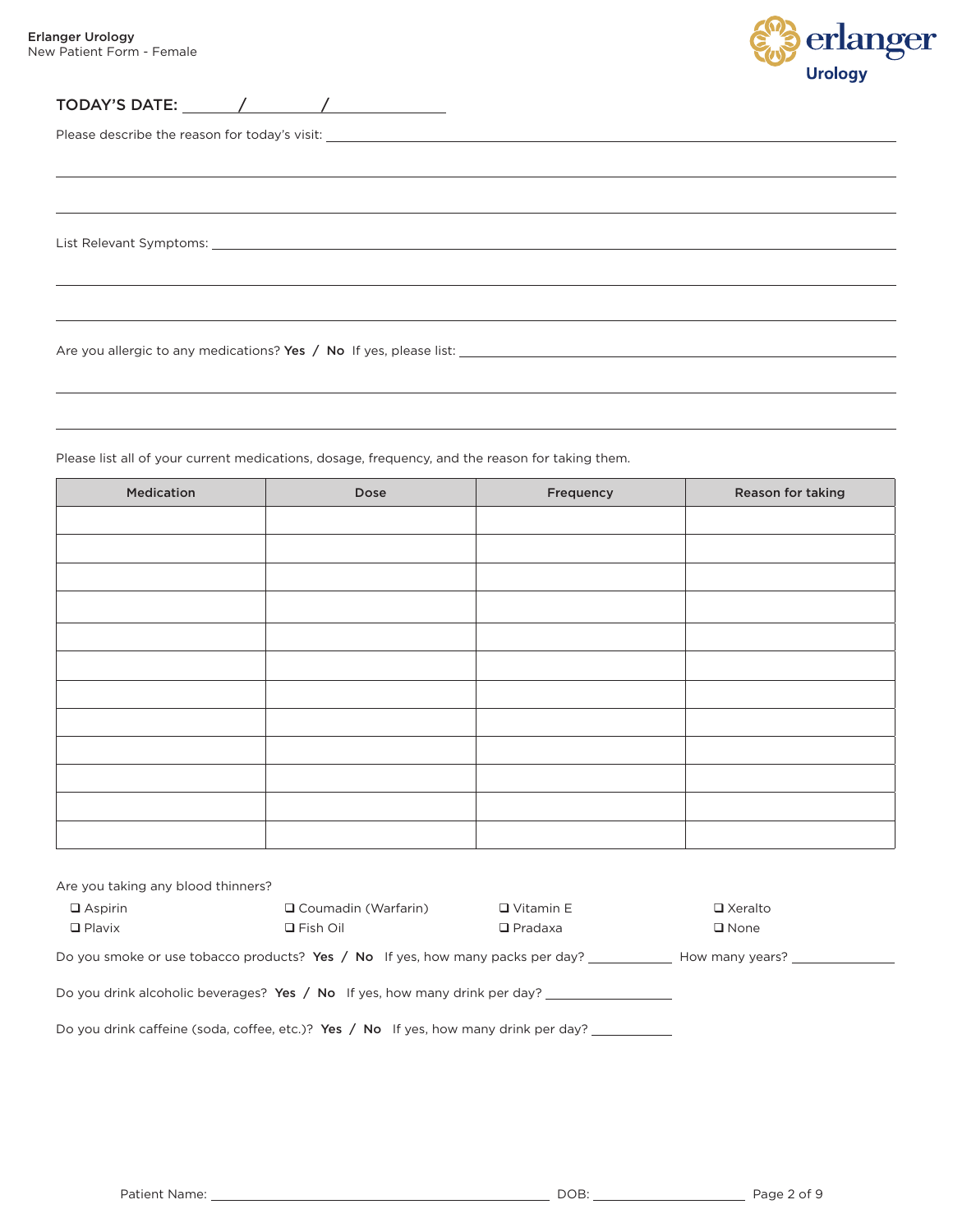TODAY'S DATE: ______ / ______ / ______

Please describe the reason for today's visit: ____________________________________________

____________________________________________

____________________________________________

List Relevant Symptoms: ____________________________________________

____________________________________________

____________________________________________

Are you allergic to any medications? **Yes** / **No** If yes, please list: ____________________________________________

____________________________________________

____________________________________________

Please list all of your current medications, dosage, frequency, and the reason for taking them.

| Medication | Dose | Frequency | Reason for taking |
|---|---|---|---|
| | | | |
| | | | |
| | | | |
| | | | |
| | | | |
| | | | |
| | | | |
| | | | |
| | | | |
| | | | |
| | | | |
| | | | |

Are you taking any blood thinners?

- ❑ Aspirin
- ❑ Coumadin (Warfarin)
- ❑ Vitamin E
- ❑ Xeralto
- ❑ Plavix
- ❑ Fish Oil
- ❑ Pradaxa
- ❑ None

Do you smoke or use tobacco products? **Yes** / **No** If yes, how many packs per day? __________ How many years? __________

Do you drink alcoholic beverages? **Yes** / **No** If yes, how many drink per day? __________

Do you drink caffeine (soda, coffee, etc.)? **Yes** / **No** If yes, how many drink per day? __________

Patient Name: ____________________________ DOB: ______________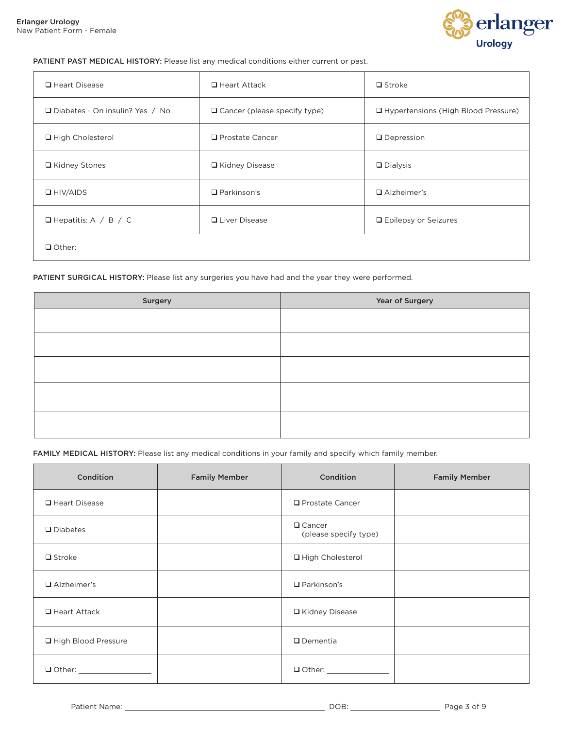**PATIENT PAST MEDICAL HISTORY:** Please list any medical conditions either current or past.

| | | |
|---|---|---|
| ❑ Heart Disease | ❑ Heart Attack | ❑ Stroke |
| ❑ Diabetes - On insulin? Yes / No | ❑ Cancer (please specify type) | ❑ Hypertensions (High Blood Pressure) |
| ❑ High Cholesterol | ❑ Prostate Cancer | ❑ Depression |
| ❑ Kidney Stones | ❑ Kidney Disease | ❑ Dialysis |
| ❑ HIV/AIDS | ❑ Parkinson's | ❑ Alzheimer's |
| ❑ Hepatitis: A / B / C | ❑ Liver Disease | ❑ Epilepsy or Seizures |
| ❑ Other: | | |

**PATIENT SURGICAL HISTORY:** Please list any surgeries you have had and the year they were performed.

| Surgery | Year of Surgery |
|---|---|
| | |
| | |
| | |
| | |
| | |

**FAMILY MEDICAL HISTORY:** Please list any medical conditions in your family and specify which family member.

| Condition | Family Member | Condition | Family Member |
|---|---|---|---|
| ❑ Heart Disease | | ❑ Prostate Cancer | |
| ❑ Diabetes | | ❑ Cancer (please specify type) | |
| ❑ Stroke | | ❑ High Cholesterol | |
| ❑ Alzheimer's | | ❑ Parkinson's | |
| ❑ Heart Attack | | ❑ Kidney Disease | |
| ❑ High Blood Pressure | | ❑ Dementia | |
| ❑ Other: ________________ | | ❑ Other: ______________ | |

Patient Name: ______________________________________________ DOB: ______________________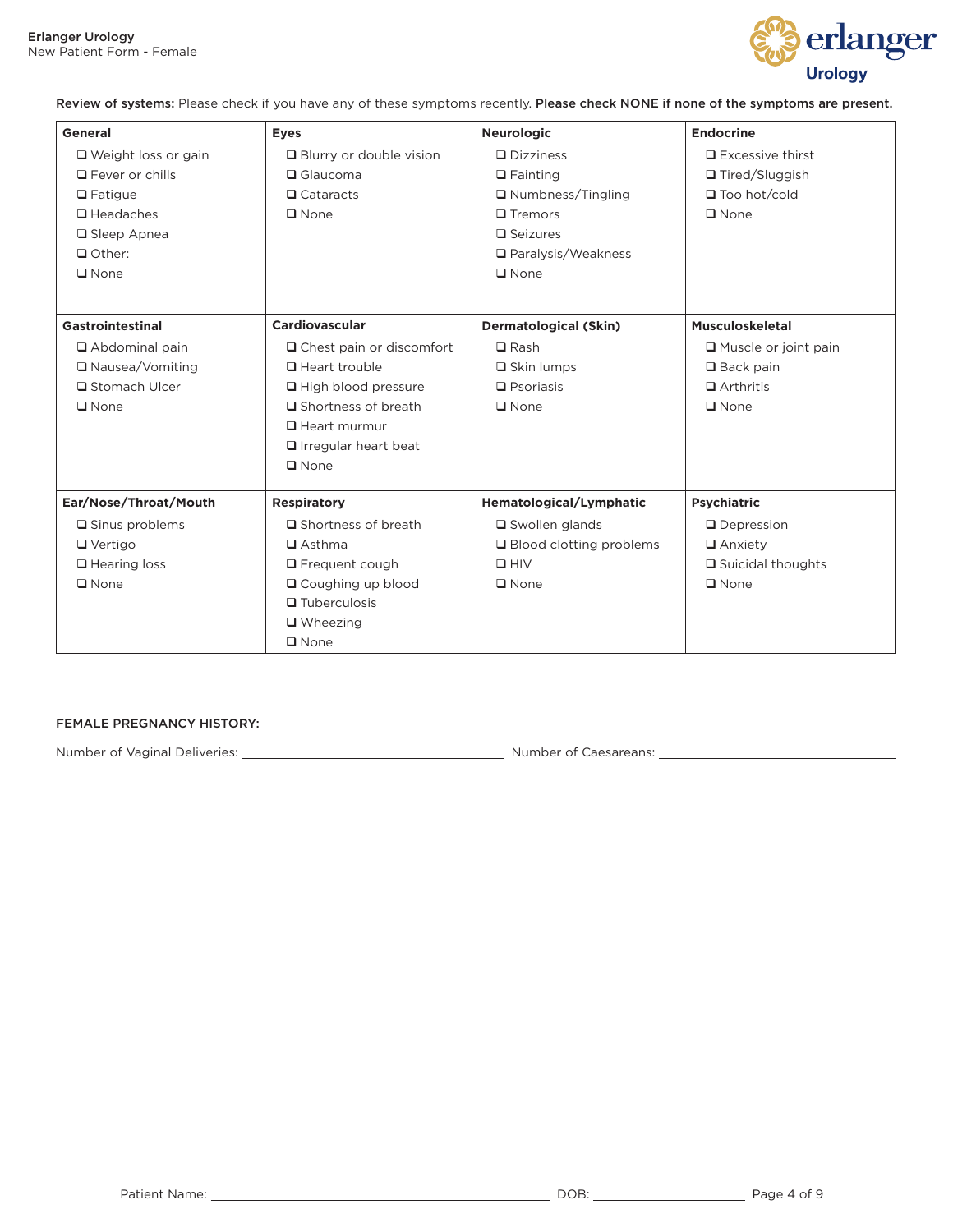**Review of systems:** Please check if you have any of these symptoms recently. **Please check NONE if none of the symptoms are present.**

| **General** | **Eyes** | **Neurologic** | **Endocrine** |
|---|---|---|---|
| ❑ Weight loss or gain<br>❑ Fever or chills<br>❑ Fatigue<br>❑ Headaches<br>❑ Sleep Apnea<br>❑ Other: ______________<br>❑ None | ❑ Blurry or double vision<br>❑ Glaucoma<br>❑ Cataracts<br>❑ None | ❑ Dizziness<br>❑ Fainting<br>❑ Numbness/Tingling<br>❑ Tremors<br>❑ Seizures<br>❑ Paralysis/Weakness<br>❑ None | ❑ Excessive thirst<br>❑ Tired/Sluggish<br>❑ Too hot/cold<br>❑ None |
| **Gastrointestinal** | **Cardiovascular** | **Dermatological (Skin)** | **Musculoskeletal** |
| ❑ Abdominal pain<br>❑ Nausea/Vomiting<br>❑ Stomach Ulcer<br>❑ None | ❑ Chest pain or discomfort<br>❑ Heart trouble<br>❑ High blood pressure<br>❑ Shortness of breath<br>❑ Heart murmur<br>❑ Irregular heart beat<br>❑ None | ❑ Rash<br>❑ Skin lumps<br>❑ Psoriasis<br>❑ None | ❑ Muscle or joint pain<br>❑ Back pain<br>❑ Arthritis<br>❑ None |
| **Ear/Nose/Throat/Mouth** | **Respiratory** | **Hematological/Lymphatic** | **Psychiatric** |
| ❑ Sinus problems<br>❑ Vertigo<br>❑ Hearing loss<br>❑ None | ❑ Shortness of breath<br>❑ Asthma<br>❑ Frequent cough<br>❑ Coughing up blood<br>❑ Tuberculosis<br>❑ Wheezing<br>❑ None | ❑ Swollen glands<br>❑ Blood clotting problems<br>❑ HIV<br>❑ None | ❑ Depression<br>❑ Anxiety<br>❑ Suicidal thoughts<br>❑ None |

FEMALE PREGNANCY HISTORY:

Number of Vaginal Deliveries: ______________________________ Number of Caesareans: ______________________________

Patient Name: ________________________________________ DOB: ____________________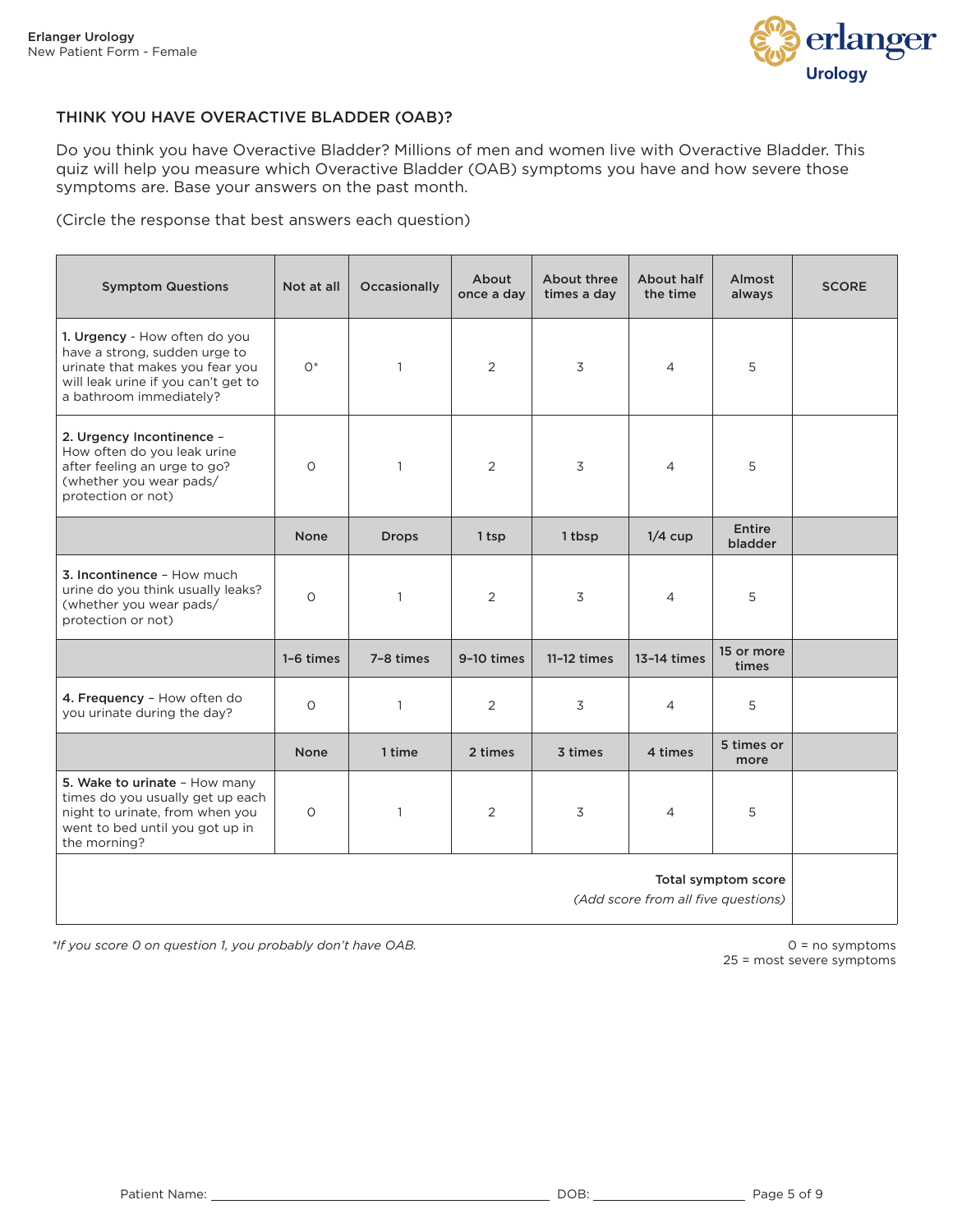## THINK YOU HAVE OVERACTIVE BLADDER (OAB)?

Do you think you have Overactive Bladder? Millions of men and women live with Overactive Bladder. This quiz will help you measure which Overactive Bladder (OAB) symptoms you have and how severe those symptoms are. Base your answers on the past month.

(Circle the response that best answers each question)

| Symptom Questions | Not at all | Occasionally | About once a day | About three times a day | About half the time | Almost always | SCORE |
|---|---|---|---|---|---|---|---|
| **1. Urgency** - How often do you have a strong, sudden urge to urinate that makes you fear you will leak urine if you can't get to a bathroom immediately? | 0* | 1 | 2 | 3 | 4 | 5 | |
| **2. Urgency Incontinence** – How often do you leak urine after feeling an urge to go? (whether you wear pads/ protection or not) | 0 | 1 | 2 | 3 | 4 | 5 | |
| | **None** | **Drops** | **1 tsp** | **1 tbsp** | **1/4 cup** | **Entire bladder** | |
| **3. Incontinence** – How much urine do you think usually leaks? (whether you wear pads/ protection or not) | 0 | 1 | 2 | 3 | 4 | 5 | |
| | **1–6 times** | **7–8 times** | **9–10 times** | **11–12 times** | **13–14 times** | **15 or more times** | |
| **4. Frequency** – How often do you urinate during the day? | 0 | 1 | 2 | 3 | 4 | 5 | |
| | **None** | **1 time** | **2 times** | **3 times** | **4 times** | **5 times or more** | |
| **5. Wake to urinate** – How many times do you usually get up each night to urinate, from when you went to bed until you got up in the morning? | 0 | 1 | 2 | 3 | 4 | 5 | |
| **Total symptom score** *(Add score from all five questions)* | | | | | | | |

*\*If you score 0 on question 1, you probably don't have OAB.*

0 = no symptoms
25 = most severe symptoms

Patient Name: ______________________ DOB: ______________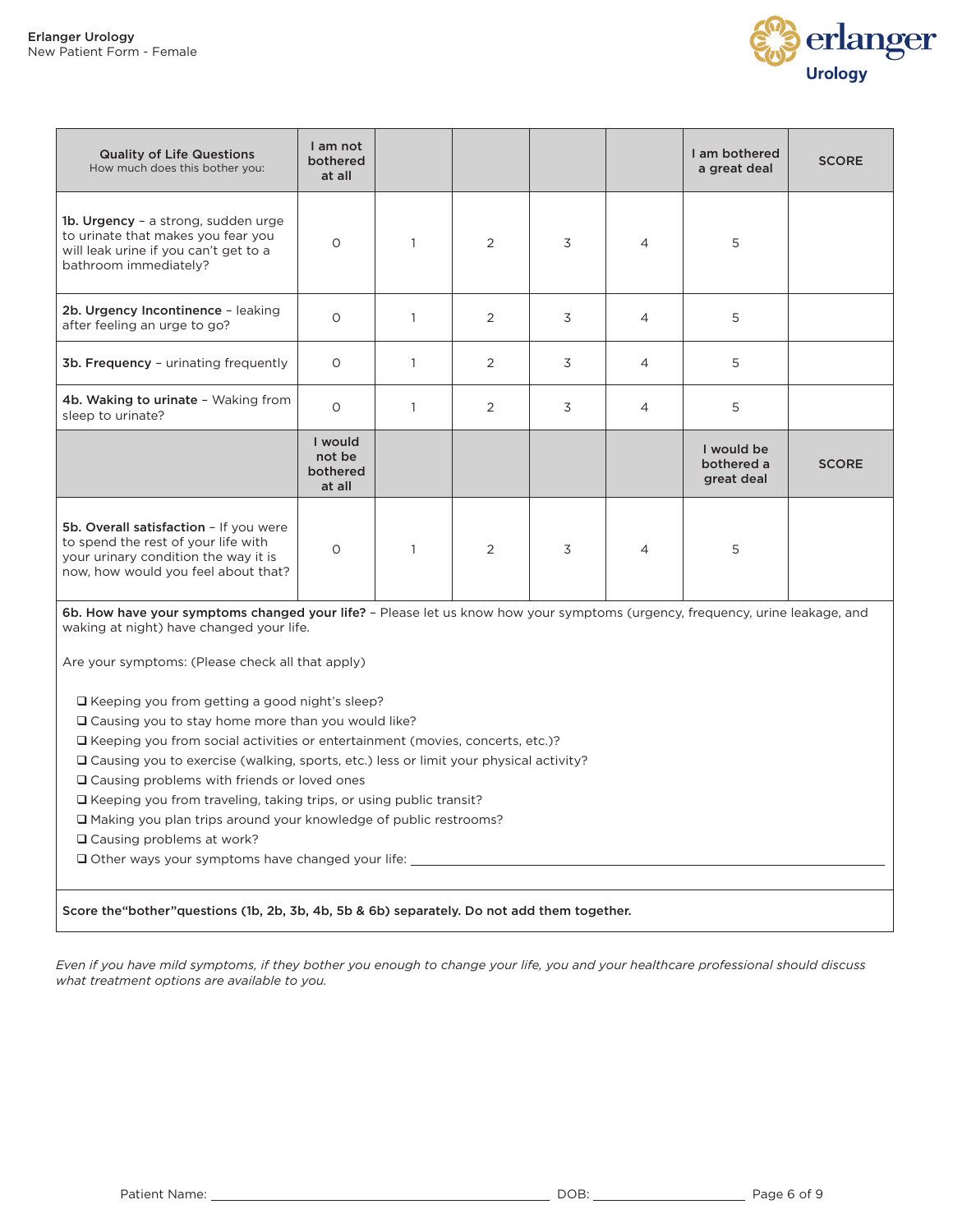| **Quality of Life Questions** How much does this bother you: | I am not bothered at all | | | | | I am bothered a great deal | SCORE |
|---|---|---|---|---|---|---|---|
| **1b. Urgency** – a strong, sudden urge to urinate that makes you fear you will leak urine if you can't get to a bathroom immediately? | 0 | 1 | 2 | 3 | 4 | 5 | |
| **2b. Urgency Incontinence** – leaking after feeling an urge to go? | 0 | 1 | 2 | 3 | 4 | 5 | |
| **3b. Frequency** – urinating frequently | 0 | 1 | 2 | 3 | 4 | 5 | |
| **4b. Waking to urinate** – Waking from sleep to urinate? | 0 | 1 | 2 | 3 | 4 | 5 | |
| | I would not be bothered at all | | | | | I would be bothered a great deal | SCORE |
| **5b. Overall satisfaction** – If you were to spend the rest of your life with your urinary condition the way it is now, how would you feel about that? | 0 | 1 | 2 | 3 | 4 | 5 | |

**6b. How have your symptoms changed your life?** – Please let us know how your symptoms (urgency, frequency, urine leakage, and waking at night) have changed your life.

Are your symptoms: (Please check all that apply)

- ❑ Keeping you from getting a good night's sleep?
- ❑ Causing you to stay home more than you would like?
- ❑ Keeping you from social activities or entertainment (movies, concerts, etc.)?
- ❑ Causing you to exercise (walking, sports, etc.) less or limit your physical activity?
- ❑ Causing problems with friends or loved ones
- ❑ Keeping you from traveling, taking trips, or using public transit?
- ❑ Making you plan trips around your knowledge of public restrooms?
- ❑ Causing problems at work?
- ❑ Other ways your symptoms have changed your life: ______________________________

**Score the"bother"questions (1b, 2b, 3b, 4b, 5b & 6b) separately. Do not add them together.**

*Even if you have mild symptoms, if they bother you enough to change your life, you and your healthcare professional should discuss what treatment options are available to you.*

Patient Name: ______________________ DOB: ______________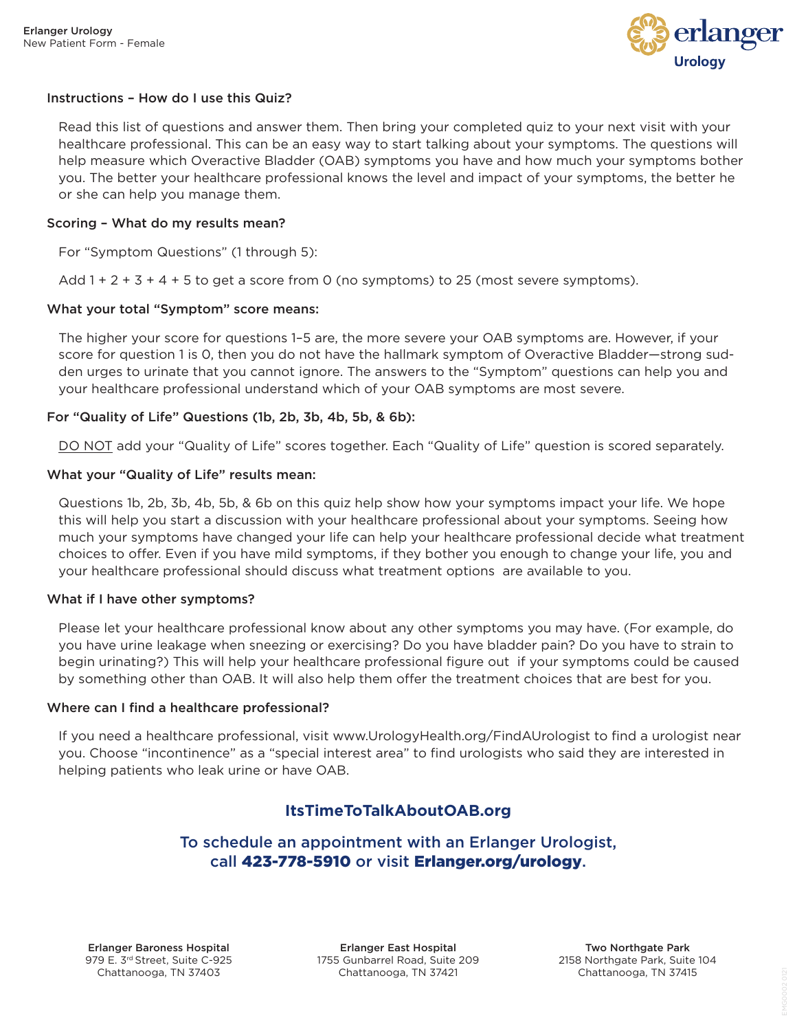### Instructions – How do I use this Quiz?

Read this list of questions and answer them. Then bring your completed quiz to your next visit with your healthcare professional. This can be an easy way to start talking about your symptoms. The questions will help measure which Overactive Bladder (OAB) symptoms you have and how much your symptoms bother you. The better your healthcare professional knows the level and impact of your symptoms, the better he or she can help you manage them.

### Scoring – What do my results mean?

For “Symptom Questions” (1 through 5):

Add 1 + 2 + 3 + 4 + 5 to get a score from 0 (no symptoms) to 25 (most severe symptoms).

### What your total “Symptom” score means:

The higher your score for questions 1–5 are, the more severe your OAB symptoms are. However, if your score for question 1 is 0, then you do not have the hallmark symptom of Overactive Bladder—strong sudden urges to urinate that you cannot ignore. The answers to the “Symptom” questions can help you and your healthcare professional understand which of your OAB symptoms are most severe.

### For “Quality of Life” Questions (1b, 2b, 3b, 4b, 5b, & 6b):

DO NOT add your “Quality of Life” scores together. Each “Quality of Life” question is scored separately.

### What your “Quality of Life” results mean:

Questions 1b, 2b, 3b, 4b, 5b, & 6b on this quiz help show how your symptoms impact your life. We hope this will help you start a discussion with your healthcare professional about your symptoms. Seeing how much your symptoms have changed your life can help your healthcare professional decide what treatment choices to offer. Even if you have mild symptoms, if they bother you enough to change your life, you and your healthcare professional should discuss what treatment options are available to you.

### What if I have other symptoms?

Please let your healthcare professional know about any other symptoms you may have. (For example, do you have urine leakage when sneezing or exercising? Do you have bladder pain? Do you have to strain to begin urinating?) This will help your healthcare professional figure out if your symptoms could be caused by something other than OAB. It will also help them offer the treatment choices that are best for you.

### Where can I find a healthcare professional?

If you need a healthcare professional, visit www.UrologyHealth.org/FindAUrologist to find a urologist near you. Choose “incontinence” as a “special interest area” to find urologists who said they are interested in helping patients who leak urine or have OAB.

**ItsTimeToTalkAboutOAB.org**

To schedule an appointment with an Erlanger Urologist, call **423-778-5910** or visit **Erlanger.org/urology**.

**Erlanger Baroness Hospital**
979 E. 3rd Street, Suite C-925
Chattanooga, TN 37403

**Erlanger East Hospital**
1755 Gunbarrel Road, Suite 209
Chattanooga, TN 37421

**Two Northgate Park**
2158 Northgate Park, Suite 104
Chattanooga, TN 37415